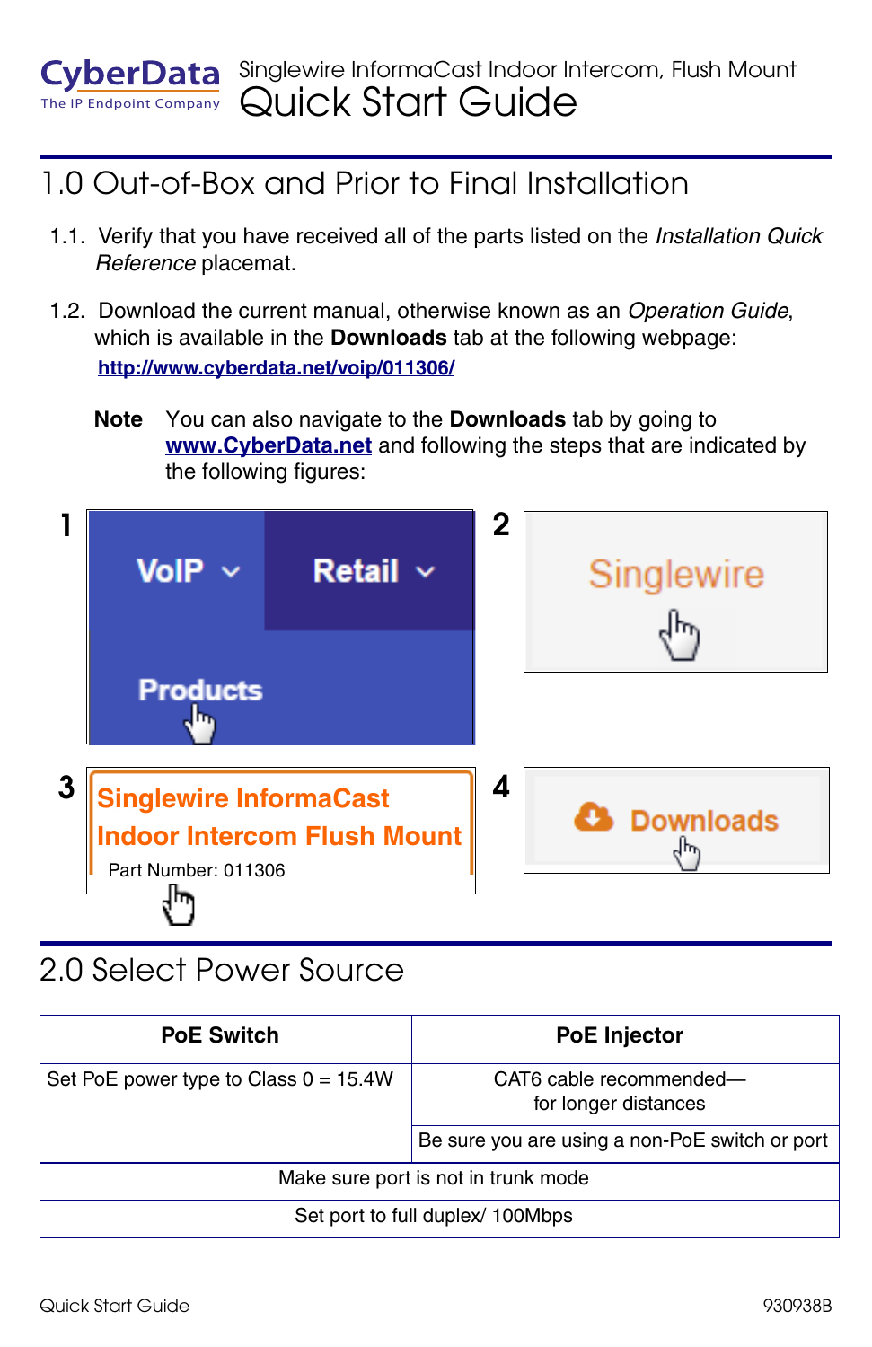CyberData
The IP Endpoint Company

Singlewire InformaCast Indoor Intercom, Flush Mount

# Quick Start Guide

## 1.0 Out-of-Box and Prior to Final Installation

1.1. Verify that you have received all of the parts listed on the *Installation Quick Reference* placemat.

1.2. Download the current manual, otherwise known as an *Operation Guide*, which is available in the **Downloads** tab at the following webpage:

**http://www.cyberdata.net/voip/011306/**

**Note** You can also navigate to the **Downloads** tab by going to **www.CyberData.net** and following the steps that are indicated by the following figures:

1 VoIP Retail Products

2 Singlewire

3 Singlewire InformaCast Indoor Intercom Flush Mount
Part Number: 011306

4 Downloads

## 2.0 Select Power Source

| PoE Switch | PoE Injector |
|---|---|
| Set PoE power type to Class 0 = 15.4W | CAT6 cable recommended—for longer distances |
| | Be sure you are using a non-PoE switch or port |
| Make sure port is not in trunk mode | |
| Set port to full duplex/ 100Mbps | |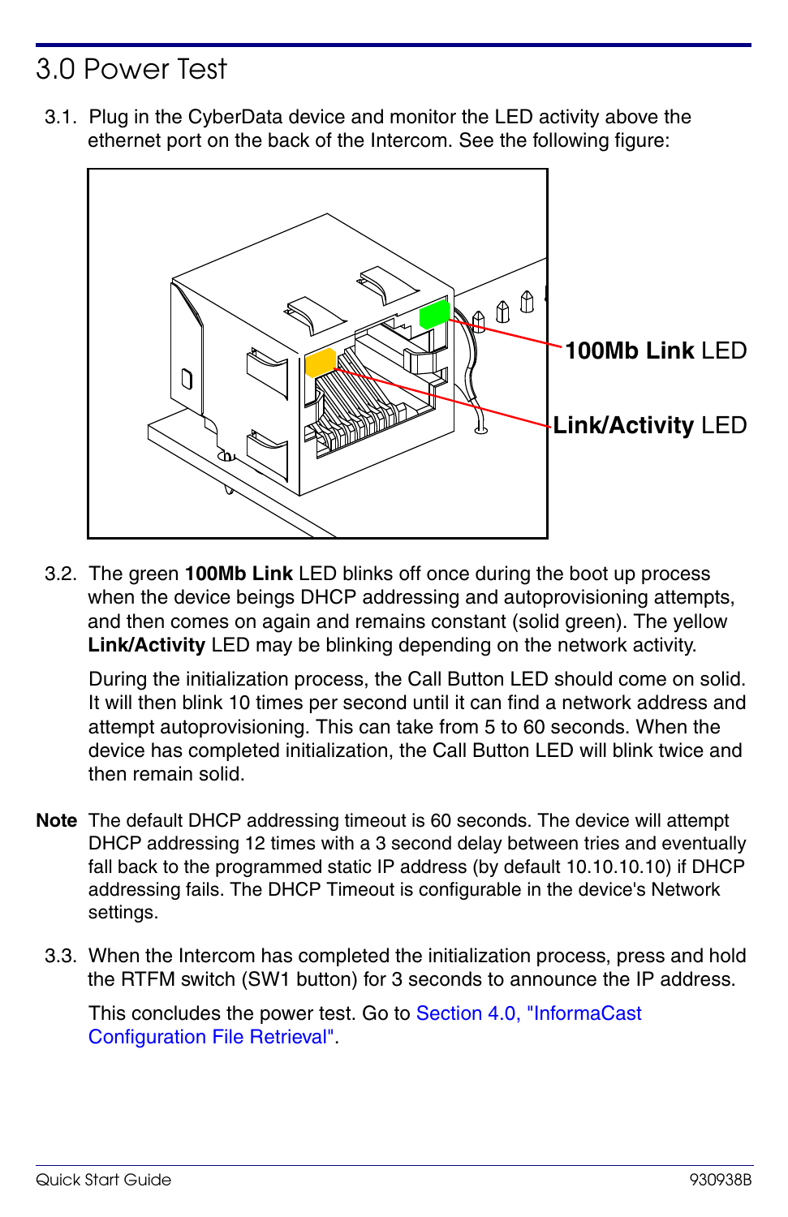# 3.0 Power Test

3.1. Plug in the CyberData device and monitor the LED activity above the ethernet port on the back of the Intercom. See the following figure:

**100Mb Link** LED

**Link/Activity** LED

3.2. The green **100Mb Link** LED blinks off once during the boot up process when the device beings DHCP addressing and autoprovisioning attempts, and then comes on again and remains constant (solid green). The yellow **Link/Activity** LED may be blinking depending on the network activity.

During the initialization process, the Call Button LED should come on solid. It will then blink 10 times per second until it can find a network address and attempt autoprovisioning. This can take from 5 to 60 seconds. When the device has completed initialization, the Call Button LED will blink twice and then remain solid.

**Note** The default DHCP addressing timeout is 60 seconds. The device will attempt DHCP addressing 12 times with a 3 second delay between tries and eventually fall back to the programmed static IP address (by default 10.10.10.10) if DHCP addressing fails. The DHCP Timeout is configurable in the device's Network settings.

3.3. When the Intercom has completed the initialization process, press and hold the RTFM switch (SW1 button) for 3 seconds to announce the IP address.

This concludes the power test. Go to Section 4.0, "InformaCast Configuration File Retrieval".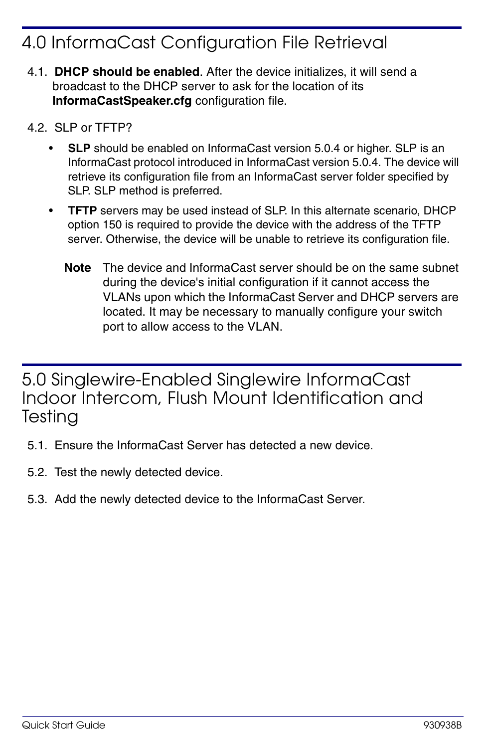## 4.0 InformaCast Configuration File Retrieval

4.1. **DHCP should be enabled**. After the device initializes, it will send a broadcast to the DHCP server to ask for the location of its **InformaCastSpeaker.cfg** configuration file.

4.2. SLP or TFTP?

- **SLP** should be enabled on InformaCast version 5.0.4 or higher. SLP is an InformaCast protocol introduced in InformaCast version 5.0.4. The device will retrieve its configuration file from an InformaCast server folder specified by SLP. SLP method is preferred.
- **TFTP** servers may be used instead of SLP. In this alternate scenario, DHCP option 150 is required to provide the device with the address of the TFTP server. Otherwise, the device will be unable to retrieve its configuration file.

**Note** The device and InformaCast server should be on the same subnet during the device's initial configuration if it cannot access the VLANs upon which the InformaCast Server and DHCP servers are located. It may be necessary to manually configure your switch port to allow access to the VLAN.

## 5.0 Singlewire-Enabled Singlewire InformaCast Indoor Intercom, Flush Mount Identification and Testing

5.1. Ensure the InformaCast Server has detected a new device.

5.2. Test the newly detected device.

5.3. Add the newly detected device to the InformaCast Server.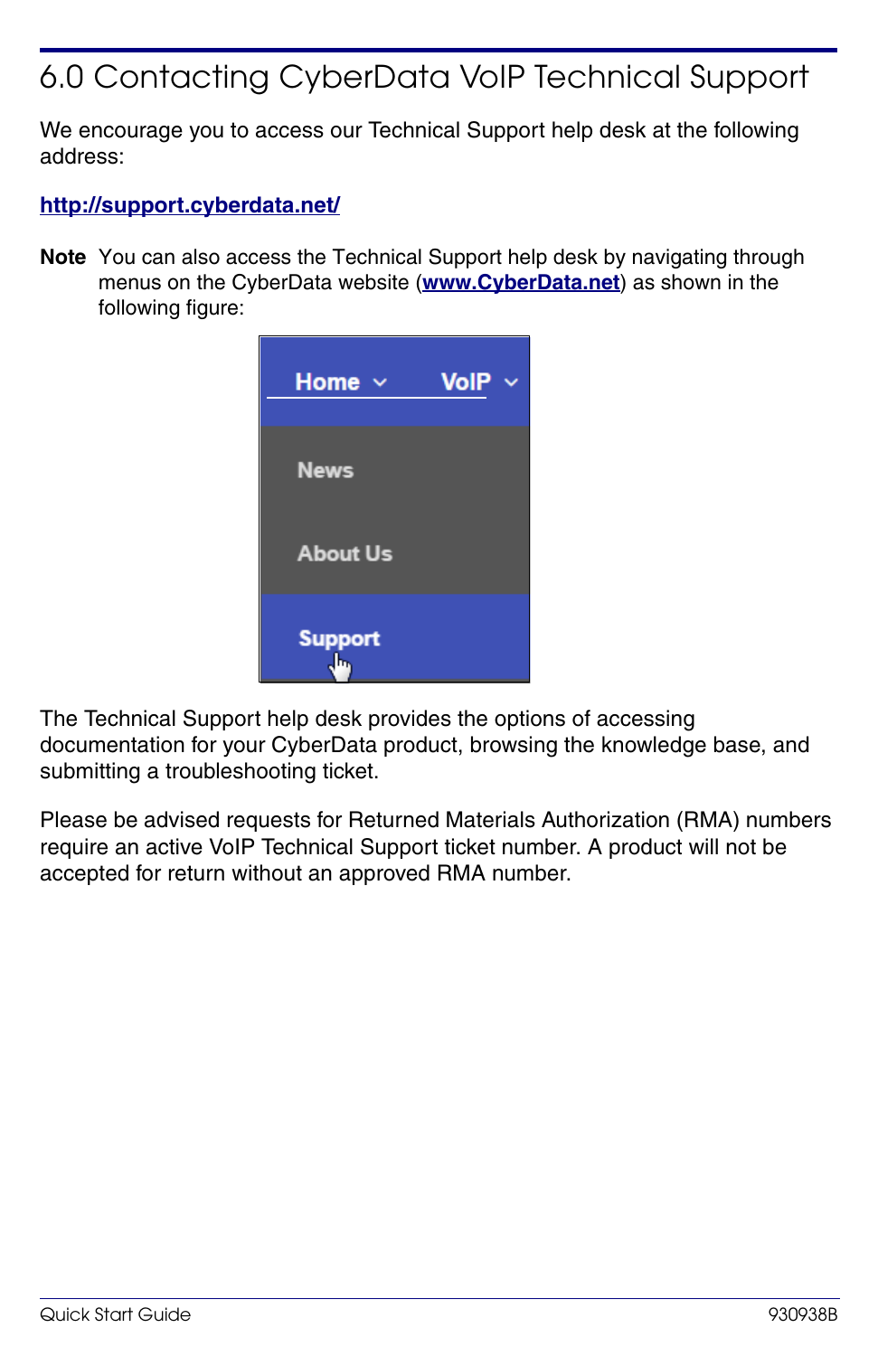# 6.0 Contacting CyberData VoIP Technical Support

We encourage you to access our Technical Support help desk at the following address:

**http://support.cyberdata.net/**

**Note** You can also access the Technical Support help desk by navigating through menus on the CyberData website (**www.CyberData.net**) as shown in the following figure:

Home
VoIP
News
About Us
Support

The Technical Support help desk provides the options of accessing documentation for your CyberData product, browsing the knowledge base, and submitting a troubleshooting ticket.

Please be advised requests for Returned Materials Authorization (RMA) numbers require an active VoIP Technical Support ticket number. A product will not be accepted for return without an approved RMA number.